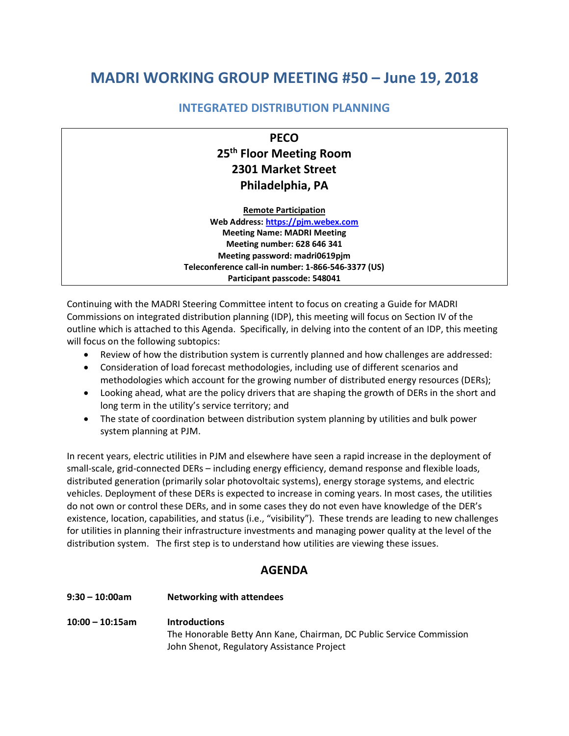# MADRI WORKING GROUP MEETING #50 – June 19, 2018

## INTEGRATED DISTRIBUTION PLANNING

**PECO**
**25th Floor Meeting Room**
**2301 Market Street**
**Philadelphia, PA**

**Remote Participation**
**Web Address: https://pjm.webex.com**
**Meeting Name: MADRI Meeting**
**Meeting number: 628 646 341**
**Meeting password: madri0619pjm**
**Teleconference call-in number: 1-866-546-3377 (US)**
**Participant passcode: 548041**

Continuing with the MADRI Steering Committee intent to focus on creating a Guide for MADRI Commissions on integrated distribution planning (IDP), this meeting will focus on Section IV of the outline which is attached to this Agenda. Specifically, in delving into the content of an IDP, this meeting will focus on the following subtopics:

- Review of how the distribution system is currently planned and how challenges are addressed:
- Consideration of load forecast methodologies, including use of different scenarios and methodologies which account for the growing number of distributed energy resources (DERs);
- Looking ahead, what are the policy drivers that are shaping the growth of DERs in the short and long term in the utility's service territory; and
- The state of coordination between distribution system planning by utilities and bulk power system planning at PJM.

In recent years, electric utilities in PJM and elsewhere have seen a rapid increase in the deployment of small-scale, grid-connected DERs – including energy efficiency, demand response and flexible loads, distributed generation (primarily solar photovoltaic systems), energy storage systems, and electric vehicles. Deployment of these DERs is expected to increase in coming years. In most cases, the utilities do not own or control these DERs, and in some cases they do not even have knowledge of the DER's existence, location, capabilities, and status (i.e., "visibility"). These trends are leading to new challenges for utilities in planning their infrastructure investments and managing power quality at the level of the distribution system. The first step is to understand how utilities are viewing these issues.

## AGENDA

**9:30 – 10:00am** **Networking with attendees**

**10:00 – 10:15am** **Introductions**
The Honorable Betty Ann Kane, Chairman, DC Public Service Commission
John Shenot, Regulatory Assistance Project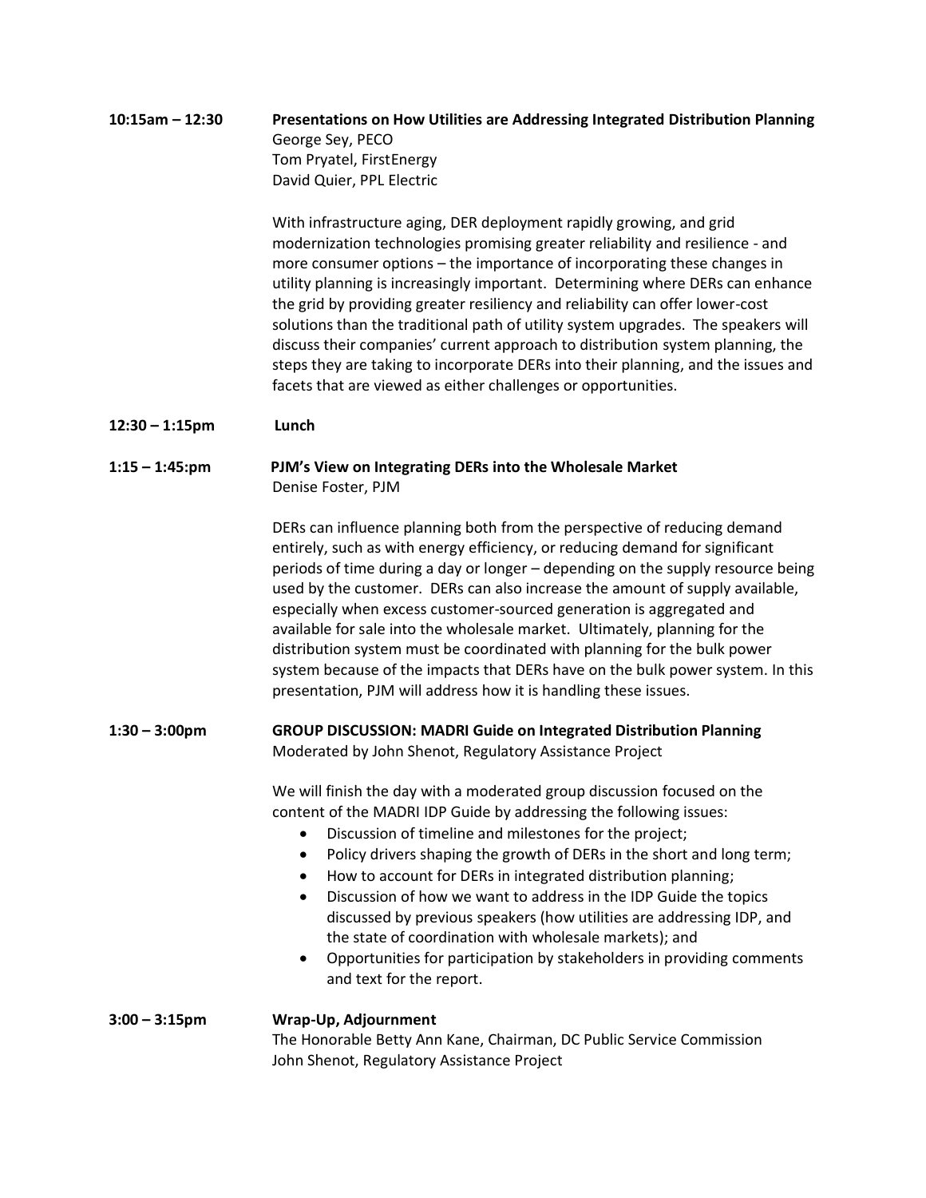**10:15am – 12:30** **Presentations on How Utilities are Addressing Integrated Distribution Planning**
George Sey, PECO
Tom Pryatel, FirstEnergy
David Quier, PPL Electric

With infrastructure aging, DER deployment rapidly growing, and grid modernization technologies promising greater reliability and resilience - and more consumer options – the importance of incorporating these changes in utility planning is increasingly important. Determining where DERs can enhance the grid by providing greater resiliency and reliability can offer lower-cost solutions than the traditional path of utility system upgrades. The speakers will discuss their companies' current approach to distribution system planning, the steps they are taking to incorporate DERs into their planning, and the issues and facets that are viewed as either challenges or opportunities.

**12:30 – 1:15pm** **Lunch**

**1:15 – 1:45:pm** **PJM's View on Integrating DERs into the Wholesale Market**
Denise Foster, PJM

DERs can influence planning both from the perspective of reducing demand entirely, such as with energy efficiency, or reducing demand for significant periods of time during a day or longer – depending on the supply resource being used by the customer. DERs can also increase the amount of supply available, especially when excess customer-sourced generation is aggregated and available for sale into the wholesale market. Ultimately, planning for the distribution system must be coordinated with planning for the bulk power system because of the impacts that DERs have on the bulk power system. In this presentation, PJM will address how it is handling these issues.

**1:30 – 3:00pm** **GROUP DISCUSSION: MADRI Guide on Integrated Distribution Planning**
Moderated by John Shenot, Regulatory Assistance Project

We will finish the day with a moderated group discussion focused on the content of the MADRI IDP Guide by addressing the following issues:

- Discussion of timeline and milestones for the project;
- Policy drivers shaping the growth of DERs in the short and long term;
- How to account for DERs in integrated distribution planning;
- Discussion of how we want to address in the IDP Guide the topics discussed by previous speakers (how utilities are addressing IDP, and the state of coordination with wholesale markets); and
- Opportunities for participation by stakeholders in providing comments and text for the report.

**3:00 – 3:15pm** **Wrap-Up, Adjournment**
The Honorable Betty Ann Kane, Chairman, DC Public Service Commission
John Shenot, Regulatory Assistance Project